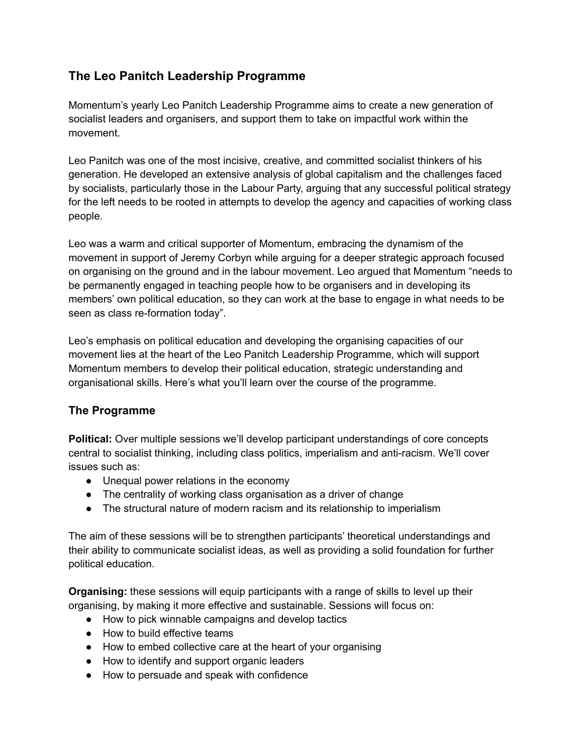## The Leo Panitch Leadership Programme

Momentum's yearly Leo Panitch Leadership Programme aims to create a new generation of socialist leaders and organisers, and support them to take on impactful work within the movement.

Leo Panitch was one of the most incisive, creative, and committed socialist thinkers of his generation. He developed an extensive analysis of global capitalism and the challenges faced by socialists, particularly those in the Labour Party, arguing that any successful political strategy for the left needs to be rooted in attempts to develop the agency and capacities of working class people.

Leo was a warm and critical supporter of Momentum, embracing the dynamism of the movement in support of Jeremy Corbyn while arguing for a deeper strategic approach focused on organising on the ground and in the labour movement. Leo argued that Momentum "needs to be permanently engaged in teaching people how to be organisers and in developing its members' own political education, so they can work at the base to engage in what needs to be seen as class re-formation today".

Leo's emphasis on political education and developing the organising capacities of our movement lies at the heart of the Leo Panitch Leadership Programme, which will support Momentum members to develop their political education, strategic understanding and organisational skills. Here's what you'll learn over the course of the programme.

### The Programme

**Political:** Over multiple sessions we'll develop participant understandings of core concepts central to socialist thinking, including class politics, imperialism and anti-racism. We'll cover issues such as:

- Unequal power relations in the economy
- The centrality of working class organisation as a driver of change
- The structural nature of modern racism and its relationship to imperialism

The aim of these sessions will be to strengthen participants' theoretical understandings and their ability to communicate socialist ideas, as well as providing a solid foundation for further political education.

**Organising:** these sessions will equip participants with a range of skills to level up their organising, by making it more effective and sustainable. Sessions will focus on:

- How to pick winnable campaigns and develop tactics
- How to build effective teams
- How to embed collective care at the heart of your organising
- How to identify and support organic leaders
- How to persuade and speak with confidence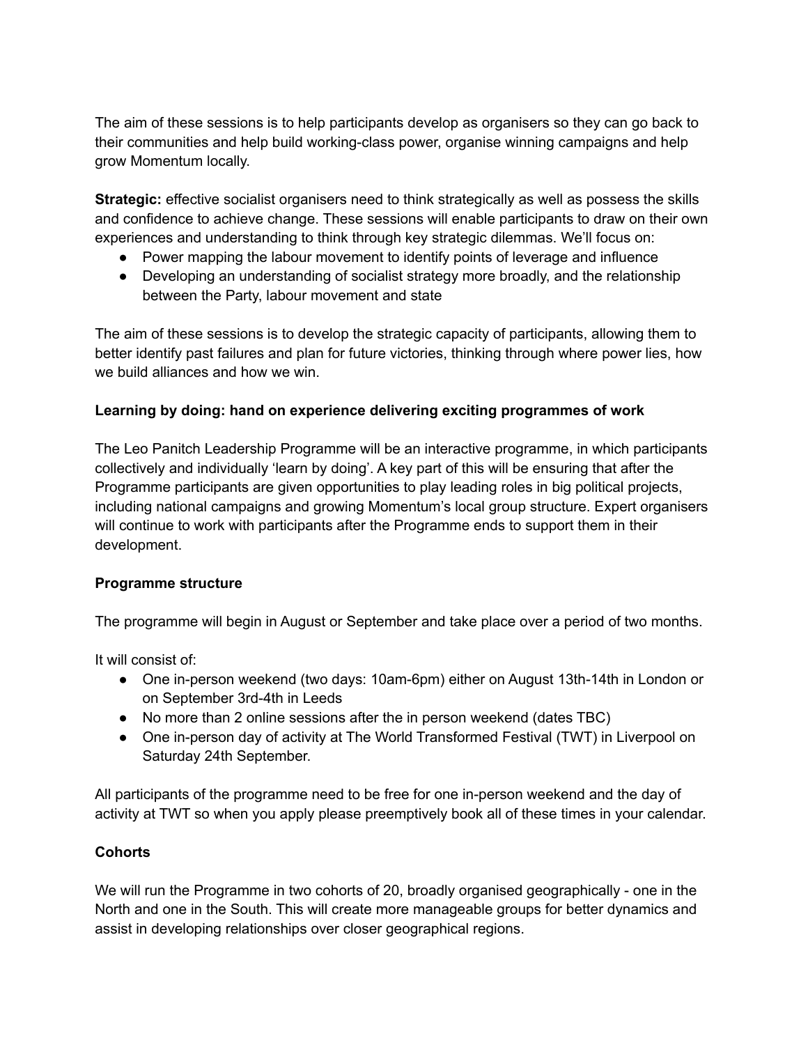The aim of these sessions is to help participants develop as organisers so they can go back to their communities and help build working-class power, organise winning campaigns and help grow Momentum locally.

**Strategic:** effective socialist organisers need to think strategically as well as possess the skills and confidence to achieve change. These sessions will enable participants to draw on their own experiences and understanding to think through key strategic dilemmas. We'll focus on:

- Power mapping the labour movement to identify points of leverage and influence
- Developing an understanding of socialist strategy more broadly, and the relationship between the Party, labour movement and state

The aim of these sessions is to develop the strategic capacity of participants, allowing them to better identify past failures and plan for future victories, thinking through where power lies, how we build alliances and how we win.

**Learning by doing: hand on experience delivering exciting programmes of work**

The Leo Panitch Leadership Programme will be an interactive programme, in which participants collectively and individually 'learn by doing'. A key part of this will be ensuring that after the Programme participants are given opportunities to play leading roles in big political projects, including national campaigns and growing Momentum's local group structure. Expert organisers will continue to work with participants after the Programme ends to support them in their development.

**Programme structure**

The programme will begin in August or September and take place over a period of two months.

It will consist of:

- One in-person weekend (two days: 10am-6pm) either on August 13th-14th in London or on September 3rd-4th in Leeds
- No more than 2 online sessions after the in person weekend (dates TBC)
- One in-person day of activity at The World Transformed Festival (TWT) in Liverpool on Saturday 24th September.

All participants of the programme need to be free for one in-person weekend and the day of activity at TWT so when you apply please preemptively book all of these times in your calendar.

**Cohorts**

We will run the Programme in two cohorts of 20, broadly organised geographically - one in the North and one in the South. This will create more manageable groups for better dynamics and assist in developing relationships over closer geographical regions.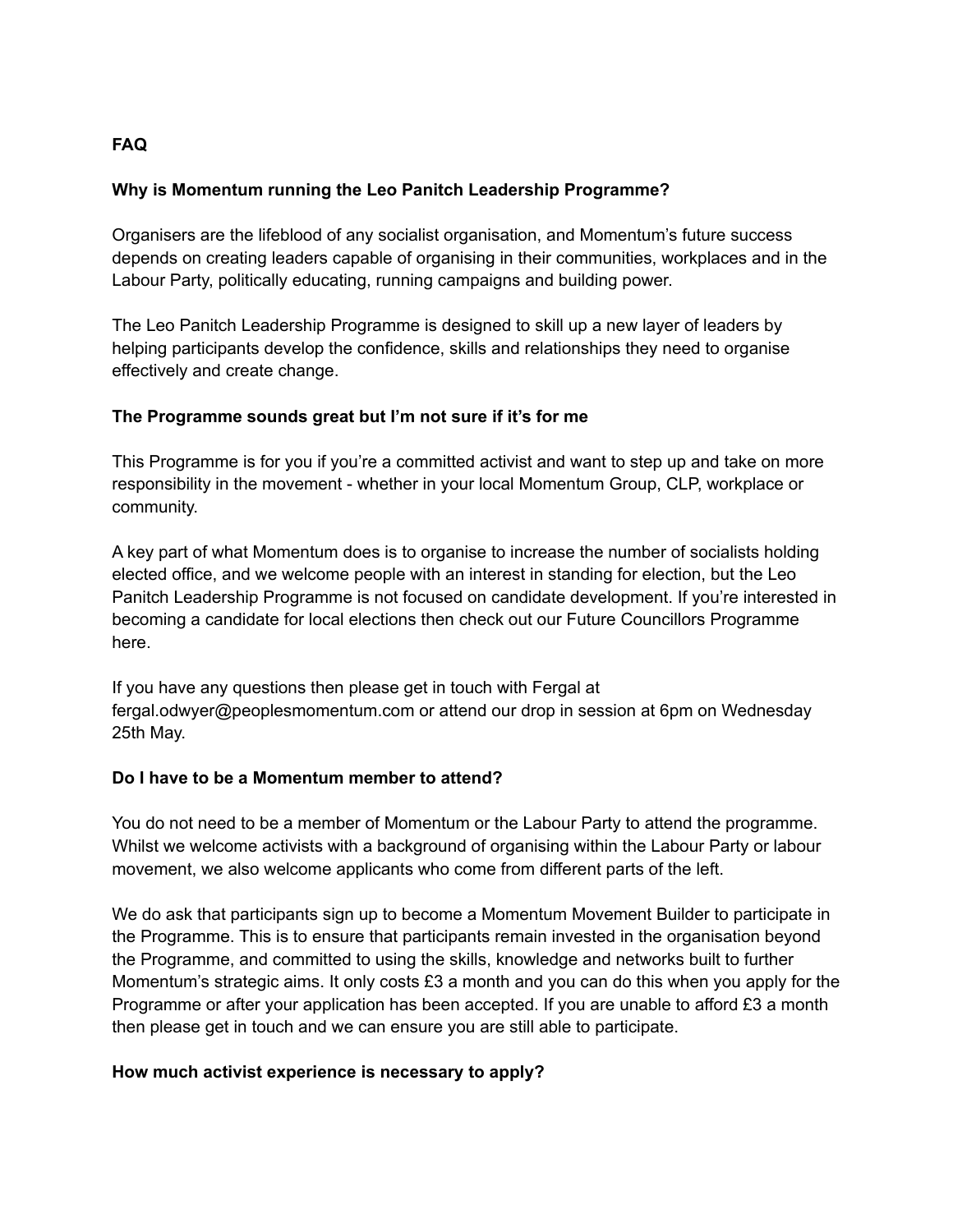**FAQ**

**Why is Momentum running the Leo Panitch Leadership Programme?**

Organisers are the lifeblood of any socialist organisation, and Momentum's future success depends on creating leaders capable of organising in their communities, workplaces and in the Labour Party, politically educating, running campaigns and building power.

The Leo Panitch Leadership Programme is designed to skill up a new layer of leaders by helping participants develop the confidence, skills and relationships they need to organise effectively and create change.

**The Programme sounds great but I'm not sure if it's for me**

This Programme is for you if you're a committed activist and want to step up and take on more responsibility in the movement - whether in your local Momentum Group, CLP, workplace or community.

A key part of what Momentum does is to organise to increase the number of socialists holding elected office, and we welcome people with an interest in standing for election, but the Leo Panitch Leadership Programme is not focused on candidate development. If you're interested in becoming a candidate for local elections then check out our Future Councillors Programme here.

If you have any questions then please get in touch with Fergal at fergal.odwyer@peoplesmomentum.com or attend our drop in session at 6pm on Wednesday 25th May.

**Do I have to be a Momentum member to attend?**

You do not need to be a member of Momentum or the Labour Party to attend the programme. Whilst we welcome activists with a background of organising within the Labour Party or labour movement, we also welcome applicants who come from different parts of the left.

We do ask that participants sign up to become a Momentum Movement Builder to participate in the Programme. This is to ensure that participants remain invested in the organisation beyond the Programme, and committed to using the skills, knowledge and networks built to further Momentum's strategic aims. It only costs £3 a month and you can do this when you apply for the Programme or after your application has been accepted. If you are unable to afford £3 a month then please get in touch and we can ensure you are still able to participate.

**How much activist experience is necessary to apply?**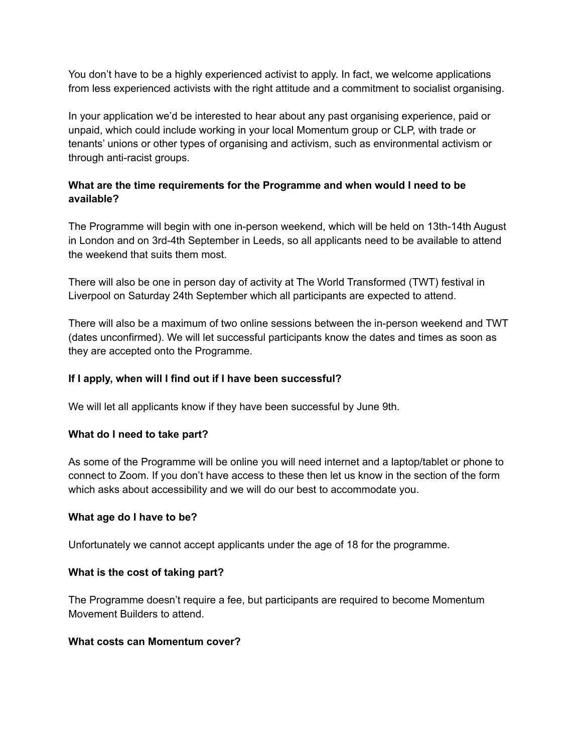You don't have to be a highly experienced activist to apply. In fact, we welcome applications from less experienced activists with the right attitude and a commitment to socialist organising.

In your application we'd be interested to hear about any past organising experience, paid or unpaid, which could include working in your local Momentum group or CLP, with trade or tenants' unions or other types of organising and activism, such as environmental activism or through anti-racist groups.

**What are the time requirements for the Programme and when would I need to be available?**

The Programme will begin with one in-person weekend, which will be held on 13th-14th August in London and on 3rd-4th September in Leeds, so all applicants need to be available to attend the weekend that suits them most.

There will also be one in person day of activity at The World Transformed (TWT) festival in Liverpool on Saturday 24th September which all participants are expected to attend.

There will also be a maximum of two online sessions between the in-person weekend and TWT (dates unconfirmed). We will let successful participants know the dates and times as soon as they are accepted onto the Programme.

**If I apply, when will I find out if I have been successful?**

We will let all applicants know if they have been successful by June 9th.

**What do I need to take part?**

As some of the Programme will be online you will need internet and a laptop/tablet or phone to connect to Zoom. If you don't have access to these then let us know in the section of the form which asks about accessibility and we will do our best to accommodate you.

**What age do I have to be?**

Unfortunately we cannot accept applicants under the age of 18 for the programme.

**What is the cost of taking part?**

The Programme doesn't require a fee, but participants are required to become Momentum Movement Builders to attend.

**What costs can Momentum cover?**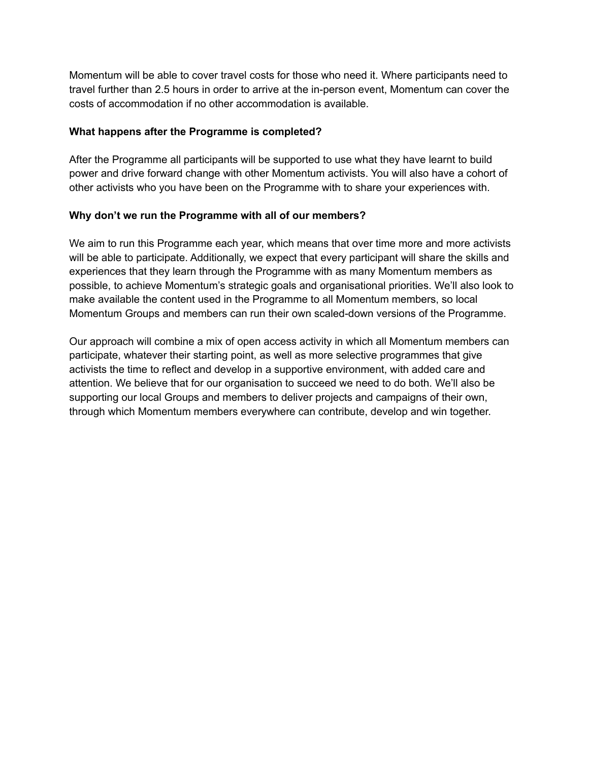Momentum will be able to cover travel costs for those who need it. Where participants need to travel further than 2.5 hours in order to arrive at the in-person event, Momentum can cover the costs of accommodation if no other accommodation is available.

**What happens after the Programme is completed?**

After the Programme all participants will be supported to use what they have learnt to build power and drive forward change with other Momentum activists. You will also have a cohort of other activists who you have been on the Programme with to share your experiences with.

**Why don't we run the Programme with all of our members?**

We aim to run this Programme each year, which means that over time more and more activists will be able to participate. Additionally, we expect that every participant will share the skills and experiences that they learn through the Programme with as many Momentum members as possible, to achieve Momentum's strategic goals and organisational priorities. We'll also look to make available the content used in the Programme to all Momentum members, so local Momentum Groups and members can run their own scaled-down versions of the Programme.

Our approach will combine a mix of open access activity in which all Momentum members can participate, whatever their starting point, as well as more selective programmes that give activists the time to reflect and develop in a supportive environment, with added care and attention. We believe that for our organisation to succeed we need to do both. We'll also be supporting our local Groups and members to deliver projects and campaigns of their own, through which Momentum members everywhere can contribute, develop and win together.